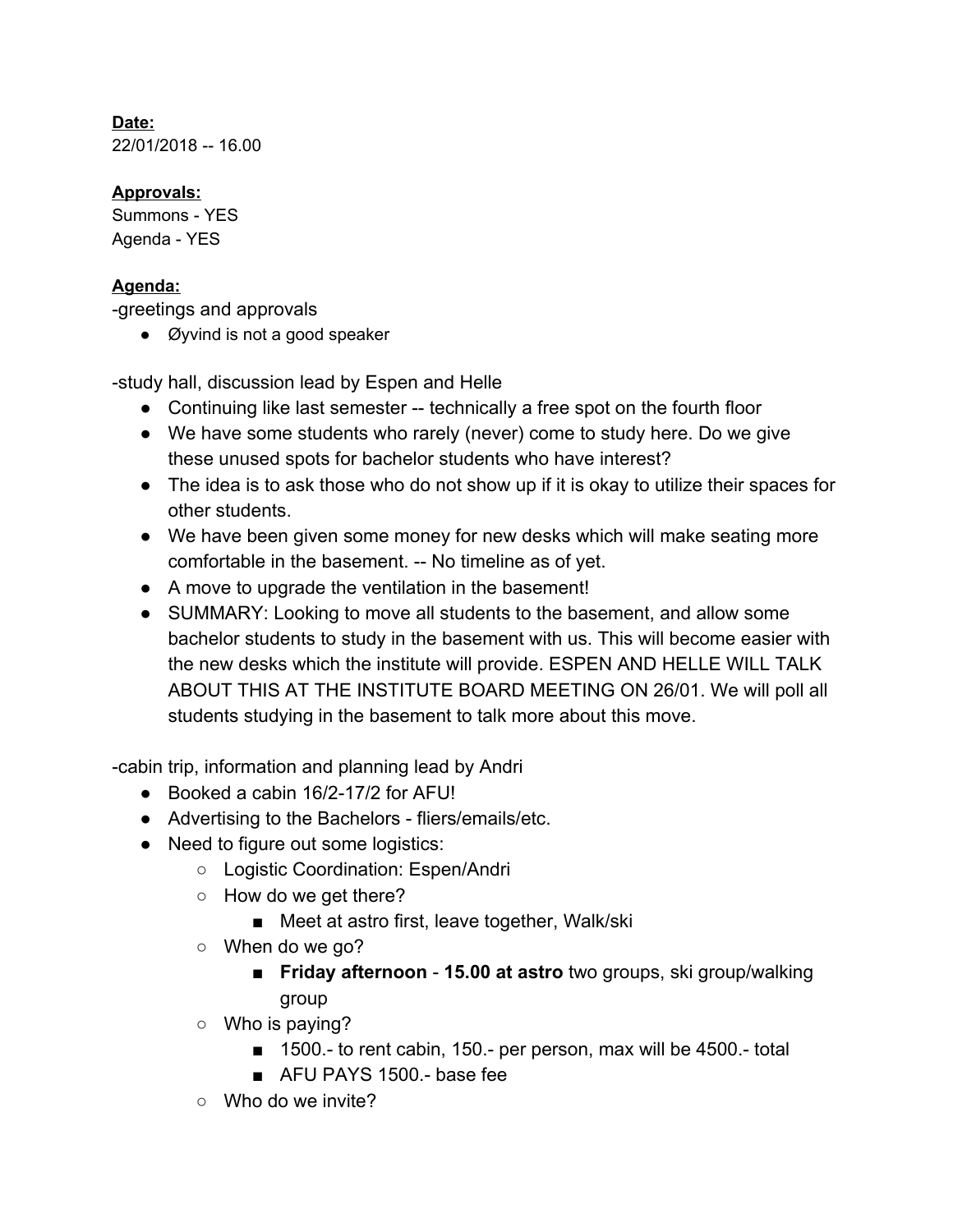**Date:**
22/01/2018 -- 16.00

**Approvals:**
Summons - YES
Agenda - YES

**Agenda:**
-greetings and approvals

- Øyvind is not a good speaker

-study hall, discussion lead by Espen and Helle

- Continuing like last semester -- technically a free spot on the fourth floor
- We have some students who rarely (never) come to study here. Do we give these unused spots for bachelor students who have interest?
- The idea is to ask those who do not show up if it is okay to utilize their spaces for other students.
- We have been given some money for new desks which will make seating more comfortable in the basement. -- No timeline as of yet.
- A move to upgrade the ventilation in the basement!
- SUMMARY: Looking to move all students to the basement, and allow some bachelor students to study in the basement with us. This will become easier with the new desks which the institute will provide. ESPEN AND HELLE WILL TALK ABOUT THIS AT THE INSTITUTE BOARD MEETING ON 26/01. We will poll all students studying in the basement to talk more about this move.

-cabin trip, information and planning lead by Andri

- Booked a cabin 16/2-17/2 for AFU!
- Advertising to the Bachelors - fliers/emails/etc.
- Need to figure out some logistics:
  - Logistic Coordination: Espen/Andri
  - How do we get there?
    - Meet at astro first, leave together, Walk/ski
  - When do we go?
    - **Friday afternoon** - **15.00 at astro** two groups, ski group/walking group
  - Who is paying?
    - 1500.- to rent cabin, 150.- per person, max will be 4500.- total
    - AFU PAYS 1500.- base fee
  - Who do we invite?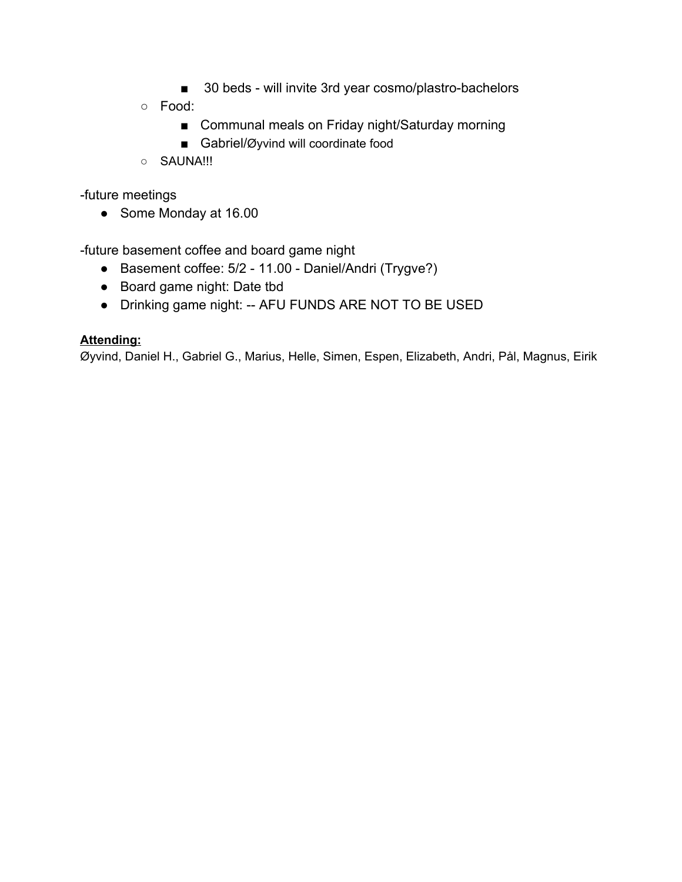- 30 beds - will invite 3rd year cosmo/plastro-bachelors
    - Food:
        - Communal meals on Friday night/Saturday morning
        - Gabriel/Øyvind will coordinate food
    - SAUNA!!!

-future meetings

- Some Monday at 16.00

-future basement coffee and board game night

- Basement coffee: 5/2 - 11.00 - Daniel/Andri (Trygve?)
- Board game night: Date tbd
- Drinking game night: -- AFU FUNDS ARE NOT TO BE USED

**Attending:**

Øyvind, Daniel H., Gabriel G., Marius, Helle, Simen, Espen, Elizabeth, Andri, Pål, Magnus, Eirik